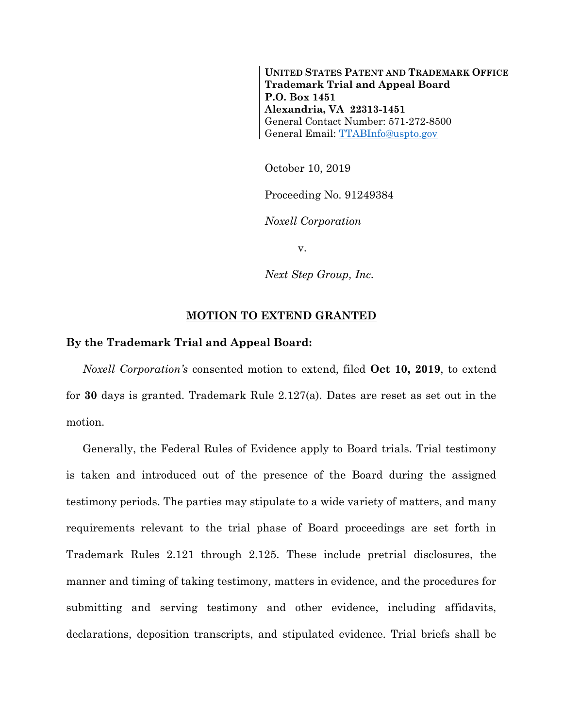**UNITED STATES PATENT AND TRADEMARK OFFICE**
**Trademark Trial and Appeal Board**
**P.O. Box 1451**
**Alexandria, VA 22313-1451**
General Contact Number: 571-272-8500
General Email: TTABInfo@uspto.gov

October 10, 2019

Proceeding No. 91249384

*Noxell Corporation*

v.

*Next Step Group, Inc.*

## MOTION TO EXTEND GRANTED

**By the Trademark Trial and Appeal Board:**

*Noxell Corporation's* consented motion to extend, filed **Oct 10, 2019**, to extend for **30** days is granted. Trademark Rule 2.127(a). Dates are reset as set out in the motion.

Generally, the Federal Rules of Evidence apply to Board trials. Trial testimony is taken and introduced out of the presence of the Board during the assigned testimony periods. The parties may stipulate to a wide variety of matters, and many requirements relevant to the trial phase of Board proceedings are set forth in Trademark Rules 2.121 through 2.125. These include pretrial disclosures, the manner and timing of taking testimony, matters in evidence, and the procedures for submitting and serving testimony and other evidence, including affidavits, declarations, deposition transcripts, and stipulated evidence. Trial briefs shall be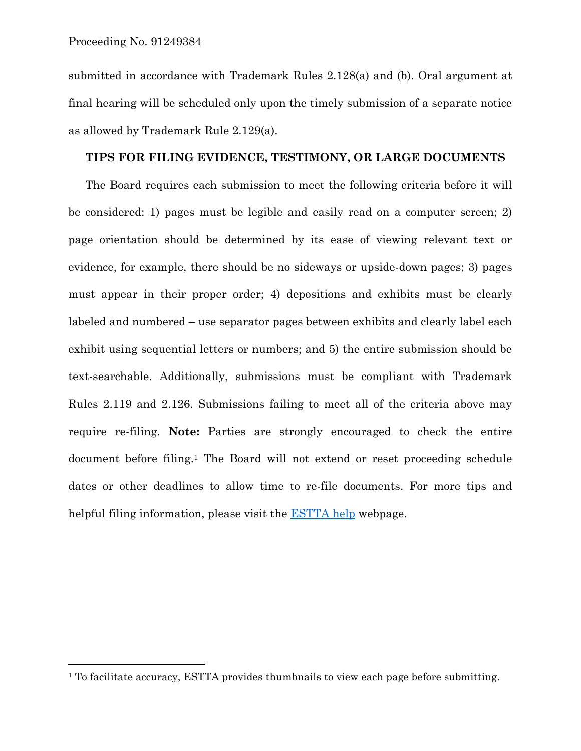submitted in accordance with Trademark Rules 2.128(a) and (b). Oral argument at final hearing will be scheduled only upon the timely submission of a separate notice as allowed by Trademark Rule 2.129(a).

**TIPS FOR FILING EVIDENCE, TESTIMONY, OR LARGE DOCUMENTS**

The Board requires each submission to meet the following criteria before it will be considered: 1) pages must be legible and easily read on a computer screen; 2) page orientation should be determined by its ease of viewing relevant text or evidence, for example, there should be no sideways or upside-down pages; 3) pages must appear in their proper order; 4) depositions and exhibits must be clearly labeled and numbered – use separator pages between exhibits and clearly label each exhibit using sequential letters or numbers; and 5) the entire submission should be text-searchable. Additionally, submissions must be compliant with Trademark Rules 2.119 and 2.126. Submissions failing to meet all of the criteria above may require re-filing. **Note:** Parties are strongly encouraged to check the entire document before filing.[1] The Board will not extend or reset proceeding schedule dates or other deadlines to allow time to re-file documents. For more tips and helpful filing information, please visit the [ESTTA help] webpage.

---

[1] To facilitate accuracy, ESTTA provides thumbnails to view each page before submitting.